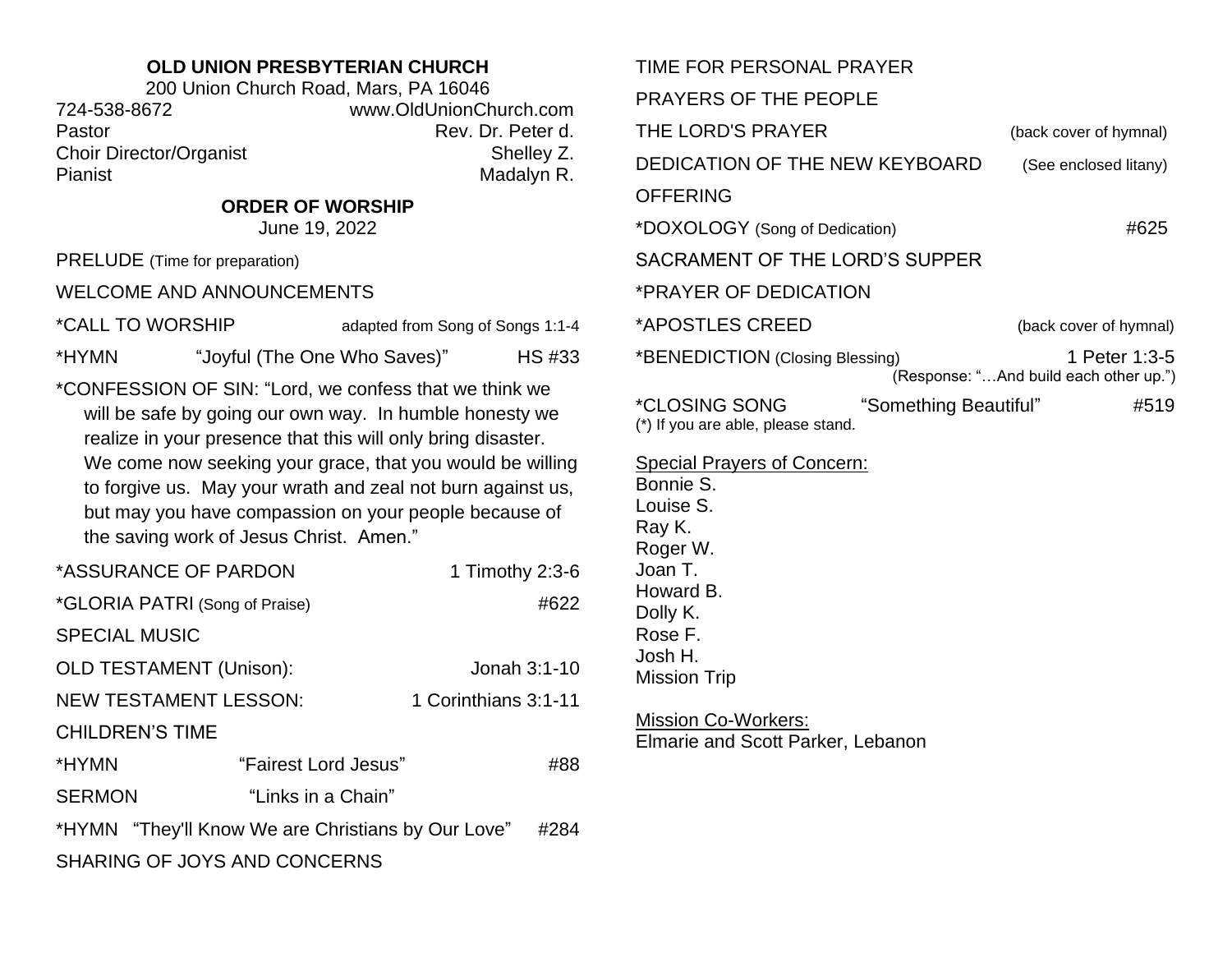**OLD UNION PRESBYTERIAN CHURCH**
200 Union Church Road, Mars, PA 16046
724-538-8672 www.OldUnionChurch.com
Pastor Rev. Dr. Peter d.
Choir Director/Organist Shelley Z.
Pianist Madalyn R.

**ORDER OF WORSHIP**
June 19, 2022

PRELUDE (Time for preparation)

WELCOME AND ANNOUNCEMENTS

*CALL TO WORSHIP adapted from Song of Songs 1:1-4

*HYMN "Joyful (The One Who Saves)" HS #33

*CONFESSION OF SIN: "Lord, we confess that we think we will be safe by going our own way. In humble honesty we realize in your presence that this will only bring disaster. We come now seeking your grace, that you would be willing to forgive us. May your wrath and zeal not burn against us, but may you have compassion on your people because of the saving work of Jesus Christ. Amen."

*ASSURANCE OF PARDON 1 Timothy 2:3-6

*GLORIA PATRI (Song of Praise) #622

SPECIAL MUSIC

OLD TESTAMENT (Unison): Jonah 3:1-10

NEW TESTAMENT LESSON: 1 Corinthians 3:1-11

CHILDREN'S TIME

*HYMN "Fairest Lord Jesus" #88

SERMON "Links in a Chain"

*HYMN "They'll Know We are Christians by Our Love" #284

SHARING OF JOYS AND CONCERNS

TIME FOR PERSONAL PRAYER

PRAYERS OF THE PEOPLE

THE LORD'S PRAYER (back cover of hymnal)

DEDICATION OF THE NEW KEYBOARD (See enclosed litany)

OFFERING

*DOXOLOGY (Song of Dedication) #625

SACRAMENT OF THE LORD'S SUPPER

*PRAYER OF DEDICATION

*APOSTLES CREED (back cover of hymnal)

*BENEDICTION (Closing Blessing) 1 Peter 1:3-5
(Response: "…And build each other up.")

*CLOSING SONG "Something Beautiful" #519

(*) If you are able, please stand.

Special Prayers of Concern:
Bonnie S.
Louise S.
Ray K.
Roger W.
Joan T.
Howard B.
Dolly K.
Rose F.
Josh H.
Mission Trip

Mission Co-Workers:
Elmarie and Scott Parker, Lebanon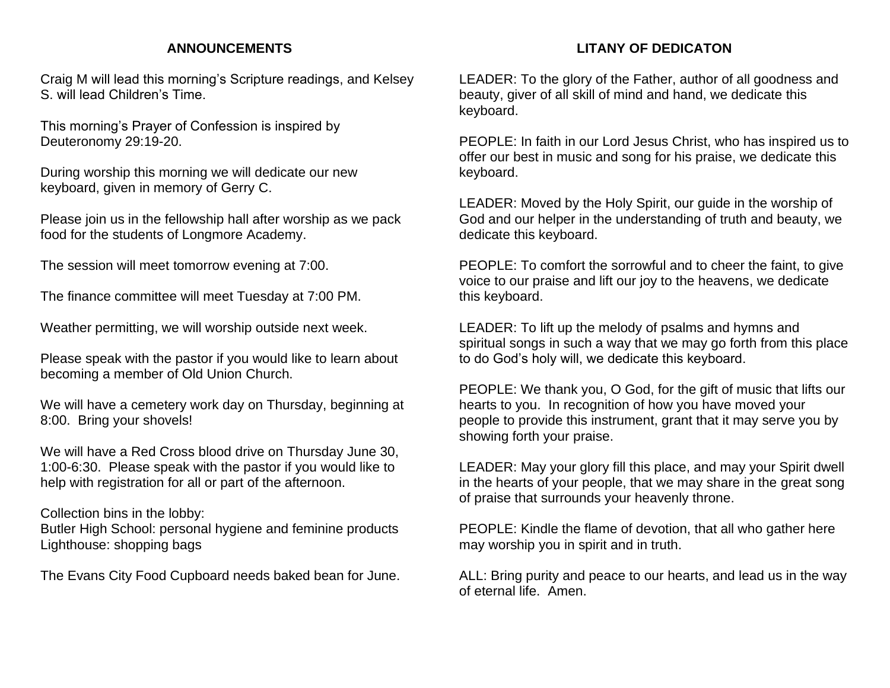## ANNOUNCEMENTS

Craig M will lead this morning's Scripture readings, and Kelsey S. will lead Children's Time.

This morning's Prayer of Confession is inspired by Deuteronomy 29:19-20.

During worship this morning we will dedicate our new keyboard, given in memory of Gerry C.

Please join us in the fellowship hall after worship as we pack food for the students of Longmore Academy.

The session will meet tomorrow evening at 7:00.

The finance committee will meet Tuesday at 7:00 PM.

Weather permitting, we will worship outside next week.

Please speak with the pastor if you would like to learn about becoming a member of Old Union Church.

We will have a cemetery work day on Thursday, beginning at 8:00. Bring your shovels!

We will have a Red Cross blood drive on Thursday June 30, 1:00-6:30. Please speak with the pastor if you would like to help with registration for all or part of the afternoon.

Collection bins in the lobby:
Butler High School: personal hygiene and feminine products
Lighthouse: shopping bags

The Evans City Food Cupboard needs baked bean for June.

## LITANY OF DEDICATON

LEADER: To the glory of the Father, author of all goodness and beauty, giver of all skill of mind and hand, we dedicate this keyboard.

PEOPLE: In faith in our Lord Jesus Christ, who has inspired us to offer our best in music and song for his praise, we dedicate this keyboard.

LEADER: Moved by the Holy Spirit, our guide in the worship of God and our helper in the understanding of truth and beauty, we dedicate this keyboard.

PEOPLE: To comfort the sorrowful and to cheer the faint, to give voice to our praise and lift our joy to the heavens, we dedicate this keyboard.

LEADER: To lift up the melody of psalms and hymns and spiritual songs in such a way that we may go forth from this place to do God's holy will, we dedicate this keyboard.

PEOPLE: We thank you, O God, for the gift of music that lifts our hearts to you. In recognition of how you have moved your people to provide this instrument, grant that it may serve you by showing forth your praise.

LEADER: May your glory fill this place, and may your Spirit dwell in the hearts of your people, that we may share in the great song of praise that surrounds your heavenly throne.

PEOPLE: Kindle the flame of devotion, that all who gather here may worship you in spirit and in truth.

ALL: Bring purity and peace to our hearts, and lead us in the way of eternal life. Amen.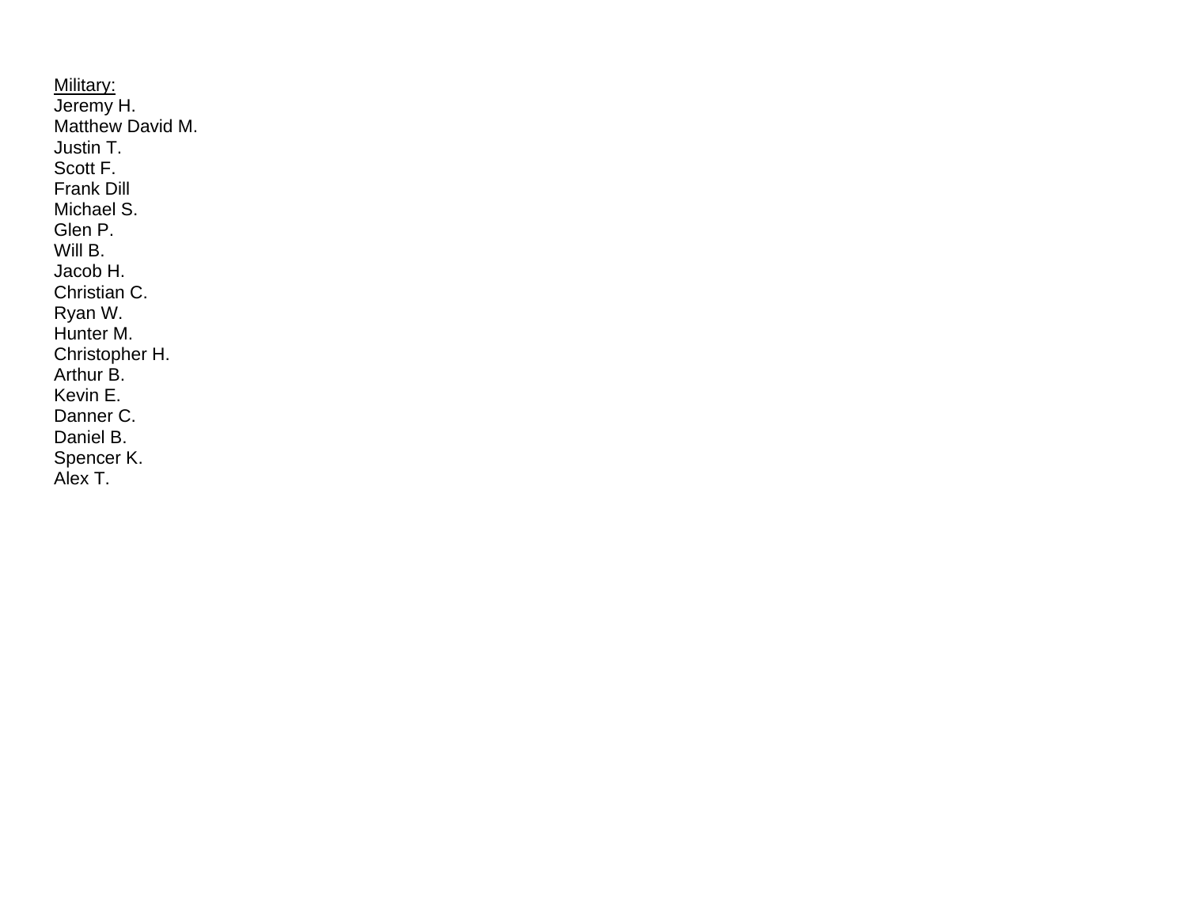<u>Military:</u>

Jeremy H.
Matthew David M.
Justin T.
Scott F.
Frank Dill
Michael S.
Glen P.
Will B.
Jacob H.
Christian C.
Ryan W.
Hunter M.
Christopher H.
Arthur B.
Kevin E.
Danner C.
Daniel B.
Spencer K.
Alex T.